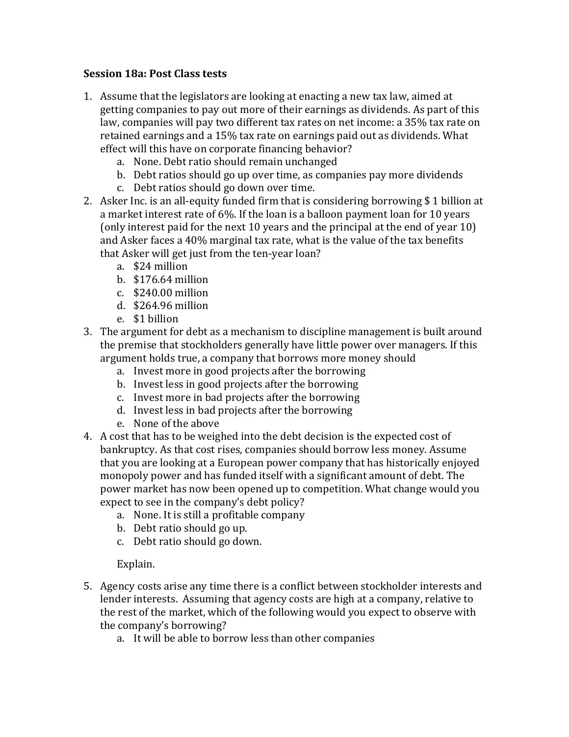**Session 18a: Post Class tests**

1. Assume that the legislators are looking at enacting a new tax law, aimed at getting companies to pay out more of their earnings as dividends. As part of this law, companies will pay two different tax rates on net income: a 35% tax rate on retained earnings and a 15% tax rate on earnings paid out as dividends. What effect will this have on corporate financing behavior?
   a. None. Debt ratio should remain unchanged
   b. Debt ratios should go up over time, as companies pay more dividends
   c. Debt ratios should go down over time.
2. Asker Inc. is an all-equity funded firm that is considering borrowing $ 1 billion at a market interest rate of 6%. If the loan is a balloon payment loan for 10 years (only interest paid for the next 10 years and the principal at the end of year 10) and Asker faces a 40% marginal tax rate, what is the value of the tax benefits that Asker will get just from the ten-year loan?
   a. $24 million
   b. $176.64 million
   c. $240.00 million
   d. $264.96 million
   e. $1 billion
3. The argument for debt as a mechanism to discipline management is built around the premise that stockholders generally have little power over managers. If this argument holds true, a company that borrows more money should
   a. Invest more in good projects after the borrowing
   b. Invest less in good projects after the borrowing
   c. Invest more in bad projects after the borrowing
   d. Invest less in bad projects after the borrowing
   e. None of the above
4. A cost that has to be weighed into the debt decision is the expected cost of bankruptcy. As that cost rises, companies should borrow less money. Assume that you are looking at a European power company that has historically enjoyed monopoly power and has funded itself with a significant amount of debt. The power market has now been opened up to competition. What change would you expect to see in the company's debt policy?
   a. None. It is still a profitable company
   b. Debt ratio should go up.
   c. Debt ratio should go down.

   Explain.

5. Agency costs arise any time there is a conflict between stockholder interests and lender interests. Assuming that agency costs are high at a company, relative to the rest of the market, which of the following would you expect to observe with the company's borrowing?
   a. It will be able to borrow less than other companies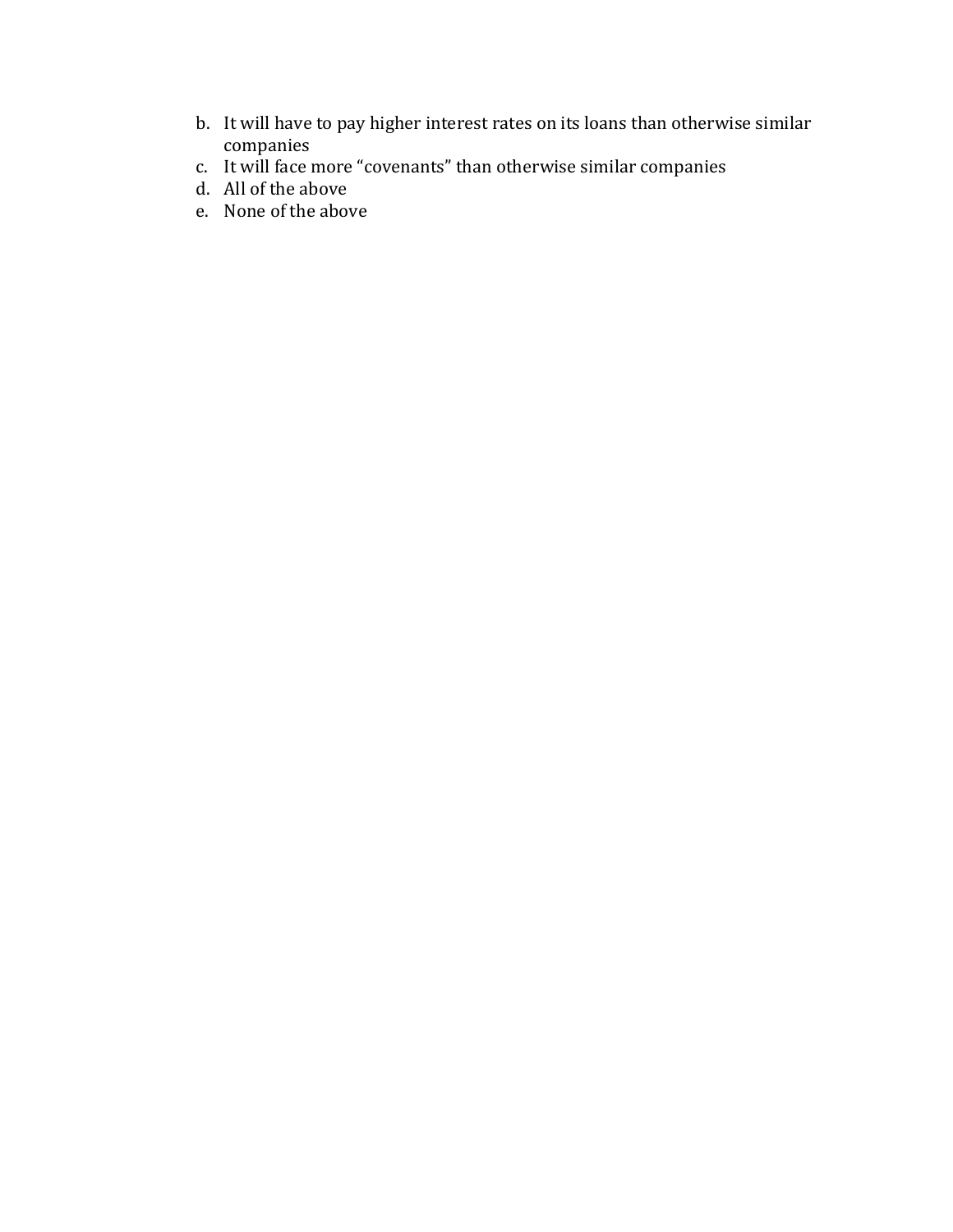b. It will have to pay higher interest rates on its loans than otherwise similar companies
c. It will face more “covenants” than otherwise similar companies
d. All of the above
e. None of the above